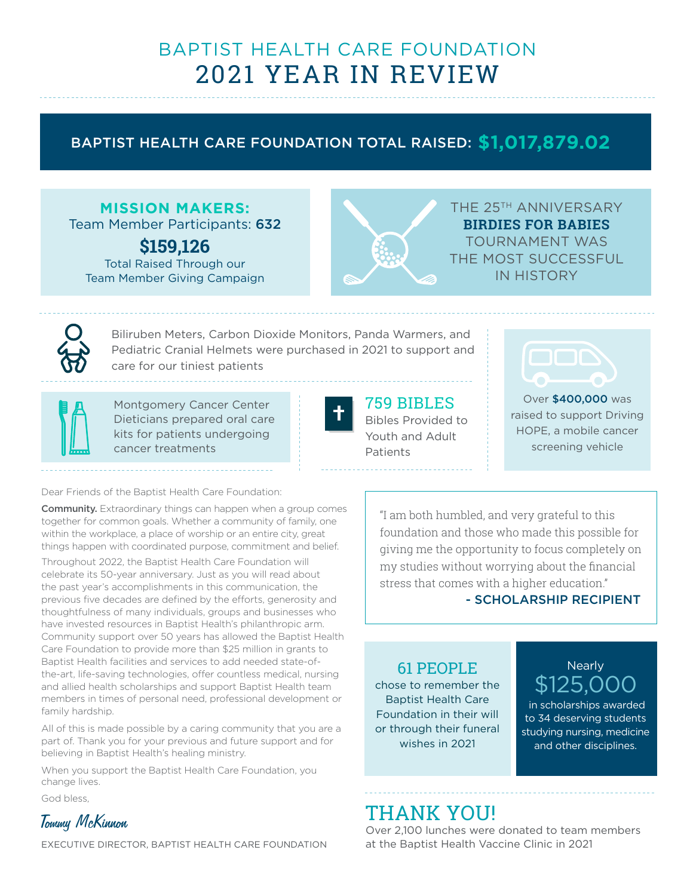# BAPTIST HEALTH CARE FOUNDATION
# 2021 YEAR IN REVIEW

## BAPTIST HEALTH CARE FOUNDATION TOTAL RAISED: $1,017,879.02

**MISSION MAKERS:**
Team Member Participants: **632**

**$159,126**
Total Raised Through our Team Member Giving Campaign

THE 25TH ANNIVERSARY **BIRDIES FOR BABIES** TOURNAMENT WAS THE MOST SUCCESSFUL IN HISTORY

Biliruben Meters, Carbon Dioxide Monitors, Panda Warmers, and Pediatric Cranial Helmets were purchased in 2021 to support and care for our tiniest patients

Montgomery Cancer Center Dieticians prepared oral care kits for patients undergoing cancer treatments

**759 BIBLES**
Bibles Provided to Youth and Adult Patients

Over **$400,000** was raised to support Driving HOPE, a mobile cancer screening vehicle

Dear Friends of the Baptist Health Care Foundation:

**Community.** Extraordinary things can happen when a group comes together for common goals. Whether a community of family, one within the workplace, a place of worship or an entire city, great things happen with coordinated purpose, commitment and belief.

Throughout 2022, the Baptist Health Care Foundation will celebrate its 50-year anniversary. Just as you will read about the past year's accomplishments in this communication, the previous five decades are defined by the efforts, generosity and thoughtfulness of many individuals, groups and businesses who have invested resources in Baptist Health's philanthropic arm. Community support over 50 years has allowed the Baptist Health Care Foundation to provide more than $25 million in grants to Baptist Health facilities and services to add needed state-of-the-art, life-saving technologies, offer countless medical, nursing and allied health scholarships and support Baptist Health team members in times of personal need, professional development or family hardship.

All of this is made possible by a caring community that you are a part of. Thank you for your previous and future support and for believing in Baptist Health's healing ministry.

When you support the Baptist Health Care Foundation, you change lives.

God bless,

*Tommy McKinnon*

EXECUTIVE DIRECTOR, BAPTIST HEALTH CARE FOUNDATION

> "I am both humbled, and very grateful to this foundation and those who made this possible for giving me the opportunity to focus completely on my studies without worrying about the financial stress that comes with a higher education."
>
> **- SCHOLARSHIP RECIPIENT**

**61 PEOPLE**
chose to remember the Baptist Health Care Foundation in their will or through their funeral wishes in 2021

Nearly
**$125,000**
in scholarships awarded to 34 deserving students studying nursing, medicine and other disciplines.

## THANK YOU!

Over 2,100 lunches were donated to team members at the Baptist Health Vaccine Clinic in 2021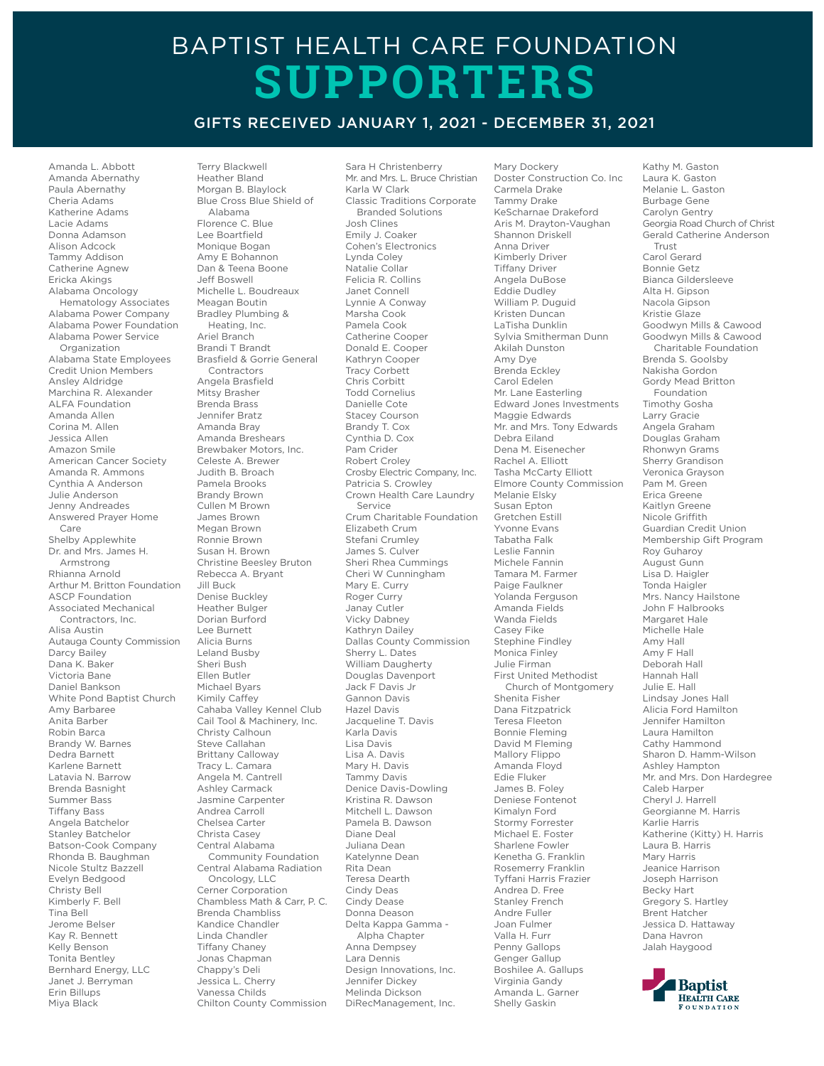# BAPTIST HEALTH CARE FOUNDATION SUPPORTERS

## GIFTS RECEIVED JANUARY 1, 2021 - DECEMBER 31, 2021

Amanda L. Abbott
Amanda Abernathy
Paula Abernathy
Cheria Adams
Katherine Adams
Lacie Adams
Donna Adamson
Alison Adcock
Tammy Addison
Catherine Agnew
Ericka Akings
Alabama Oncology Hematology Associates
Alabama Power Company
Alabama Power Foundation
Alabama Power Service Organization
Alabama State Employees Credit Union Members
Ansley Aldridge
Marchina R. Alexander
ALFA Foundation
Amanda Allen
Corina M. Allen
Jessica Allen
Amazon Smile
American Cancer Society
Amanda R. Ammons
Cynthia A Anderson
Julie Anderson
Jenny Andreades
Answered Prayer Home Care
Shelby Applewhite
Dr. and Mrs. James H. Armstrong
Rhianna Arnold
Arthur M. Britton Foundation
ASCP Foundation
Associated Mechanical Contractors, Inc.
Alisa Austin
Autauga County Commission
Darcy Bailey
Dana K. Baker
Victoria Bane
Daniel Bankson
White Pond Baptist Church
Amy Barbaree
Anita Barber
Robin Barca
Brandy W. Barnes
Dedra Barnett
Karlene Barnett
Latavia N. Barrow
Brenda Basnight
Summer Bass
Tiffany Bass
Angela Batchelor
Stanley Batchelor
Batson-Cook Company
Rhonda B. Baughman
Nicole Stultz Bazzell
Evelyn Bedgood
Christy Bell
Kimberly F. Bell
Tina Bell
Jerome Belser
Kay R. Bennett
Kelly Benson
Tonita Bentley
Bernhard Energy, LLC
Janet J. Berryman
Erin Billups
Miya Black
Terry Blackwell
Heather Bland
Morgan B. Blaylock
Blue Cross Blue Shield of Alabama
Florence C. Blue
Lee Boartfield
Monique Bogan
Amy E Bohannon
Dan & Teena Boone
Jeff Boswell
Michelle L. Boudreaux
Meagan Boutin
Bradley Plumbing & Heating, Inc.
Ariel Branch
Brandi T Brandt
Brasfield & Gorrie General Contractors
Angela Brasfield
Mitsy Brasher
Brenda Brass
Jennifer Bratz
Amanda Bray
Amanda Breshears
Brewbaker Motors, Inc.
Celeste A. Brewer
Judith B. Broach
Pamela Brooks
Brandy Brown
Cullen M Brown
James Brown
Megan Brown
Ronnie Brown
Susan H. Brown
Christine Beesley Bruton
Rebecca A. Bryant
Jill Buck
Denise Buckley
Heather Bulger
Dorian Burford
Lee Burnett
Alicia Burns
Leland Busby
Sheri Bush
Ellen Butler
Michael Byars
Kimily Caffey
Cahaba Valley Kennel Club
Cail Tool & Machinery, Inc.
Christy Calhoun
Steve Callahan
Brittany Calloway
Tracy L. Camara
Angela M. Cantrell
Ashley Carmack
Jasmine Carpenter
Andrea Carroll
Chelsea Carter
Christa Casey
Central Alabama Community Foundation
Central Alabama Radiation Oncology, LLC
Cerner Corporation
Chambless Math & Carr, P. C.
Brenda Chambliss
Kandice Chandler
Linda Chandler
Tiffany Chaney
Jonas Chapman
Chappy's Deli
Jessica L. Cherry
Vanessa Childs
Chilton County Commission
Sara H Christenberry
Mr. and Mrs. L. Bruce Christian
Karla W Clark
Classic Traditions Corporate Branded Solutions
Josh Clines
Emily J. Coaker
Cohen's Electronics
Lynda Coley
Natalie Collar
Felicia R. Collins
Janet Connell
Lynnie A Conway
Marsha Cook
Pamela Cook
Catherine Cooper
Donald E. Cooper
Kathryn Cooper
Tracy Corbett
Chris Corbitt
Todd Cornelius
Danielle Cote
Stacey Courson
Brandy T. Cox
Cynthia D. Cox
Pam Crider
Robert Croley
Crosby Electric Company, Inc.
Patricia S. Crowley
Crown Health Care Laundry Service
Crum Charitable Foundation
Elizabeth Crum
Stefani Crumley
James S. Culver
Sheri Rhea Cummings
Cheri W Cunningham
Mary E. Curry
Roger Curry
Janay Cutler
Vicky Dabney
Kathryn Dailey
Dallas County Commission
Sherry L. Dates
William Daugherty
Douglas Davenport
Jack F Davis Jr
Gannon Davis
Hazel Davis
Jacqueline T. Davis
Karla Davis
Lisa Davis
Lisa A. Davis
Mary H. Davis
Tammy Davis
Denice Davis-Dowling
Kristina R. Dawson
Mitchell L. Dawson
Pamela B. Dawson
Diane Deal
Juliana Dean
Katelynne Dean
Rita Dean
Teresa Dearth
Cindy Deas
Cindy Dease
Donna Deason
Delta Kappa Gamma - Alpha Chapter
Anna Dempsey
Lara Dennis
Design Innovations, Inc.
Jennifer Dickey
Melinda Dickson
DiRecManagement, Inc.
Mary Dockery
Doster Construction Co. Inc
Carmela Drake
Tammy Drake
KeScharnae Drakeford
Aris M. Drayton-Vaughan
Shannon Driskell
Anna Driver
Kimberly Driver
Tiffany Driver
Angela DuBose
Eddie Dudley
William P. Duguid
Kristen Duncan
LaTisha Dunklin
Sylvia Smitherman Dunn
Akilah Dunston
Amy Dye
Brenda Eckley
Carol Edelen
Mr. Lane Easterling
Edward Jones Investments
Maggie Edwards
Mr. and Mrs. Tony Edwards
Debra Eiland
Dena M. Eisenecher
Rachel A. Elliott
Tasha McCarty Elliott
Elmore County Commission
Melanie Elsky
Susan Epton
Gretchen Estill
Yvonne Evans
Tabatha Falk
Leslie Fannin
Michele Fannin
Tamara M. Farmer
Paige Faulkner
Yolanda Ferguson
Amanda Fields
Wanda Fields
Casey Fike
Stephine Findley
Monica Finley
Julie Firman
First United Methodist Church of Montgomery
Shenita Fisher
Dana Fitzpatrick
Teresa Fleeton
Bonnie Fleming
David M Fleming
Mallory Flippo
Amanda Floyd
Edie Fluker
James B. Foley
Deniese Fontenot
Kimalyn Ford
Stormy Forrester
Michael E. Foster
Sharlene Fowler
Kenetha G. Franklin
Rosemerry Franklin
Tyffani Harris Frazier
Andrea D. Free
Stanley French
Andre Fuller
Joan Fulmer
Valla H. Furr
Penny Gallops
Genger Gallup
Boshilee A. Gallups
Virginia Gandy
Amanda L. Garner
Shelly Gaskin
Kathy M. Gaston
Laura K. Gaston
Melanie L. Gaston
Burbage Gene
Carolyn Gentry
Georgia Road Church of Christ
Gerald Catherine Anderson Trust
Carol Gerard
Bonnie Getz
Bianca Gildersleeve
Alta H. Gipson
Nacola Gipson
Kristie Glaze
Goodwyn Mills & Cawood
Goodwyn Mills & Cawood Charitable Foundation
Brenda S. Goolsby
Nakisha Gordon
Gordy Mead Britton Foundation
Timothy Gosha
Larry Gracie
Angela Graham
Douglas Graham
Rhonwyn Grams
Sherry Grandison
Veronica Grayson
Pam M. Green
Erica Greene
Kaitlyn Greene
Nicole Griffith
Guardian Credit Union Membership Gift Program
Roy Guharoy
August Gunn
Lisa D. Haigler
Tonda Haigler
Mrs. Nancy Hailstone
John F Halbrooks
Margaret Hale
Michelle Hale
Amy Hall
Amy F Hall
Deborah Hall
Hannah Hall
Julie E. Hall
Lindsay Jones Hall
Alicia Ford Hamilton
Jennifer Hamilton
Laura Hamilton
Cathy Hammond
Sharon D. Hamm-Wilson
Ashley Hampton
Mr. and Mrs. Don Hardegree
Caleb Harper
Cheryl J. Harrell
Georgianne M. Harris
Karlie Harris
Katherine (Kitty) H. Harris
Laura B. Harris
Mary Harris
Jeanice Harrison
Joseph Harrison
Becky Hart
Gregory S. Hartley
Brent Hatcher
Jessica D. Hattaway
Dana Havron
Jalah Haygood

Baptist HEALTH CARE FOUNDATION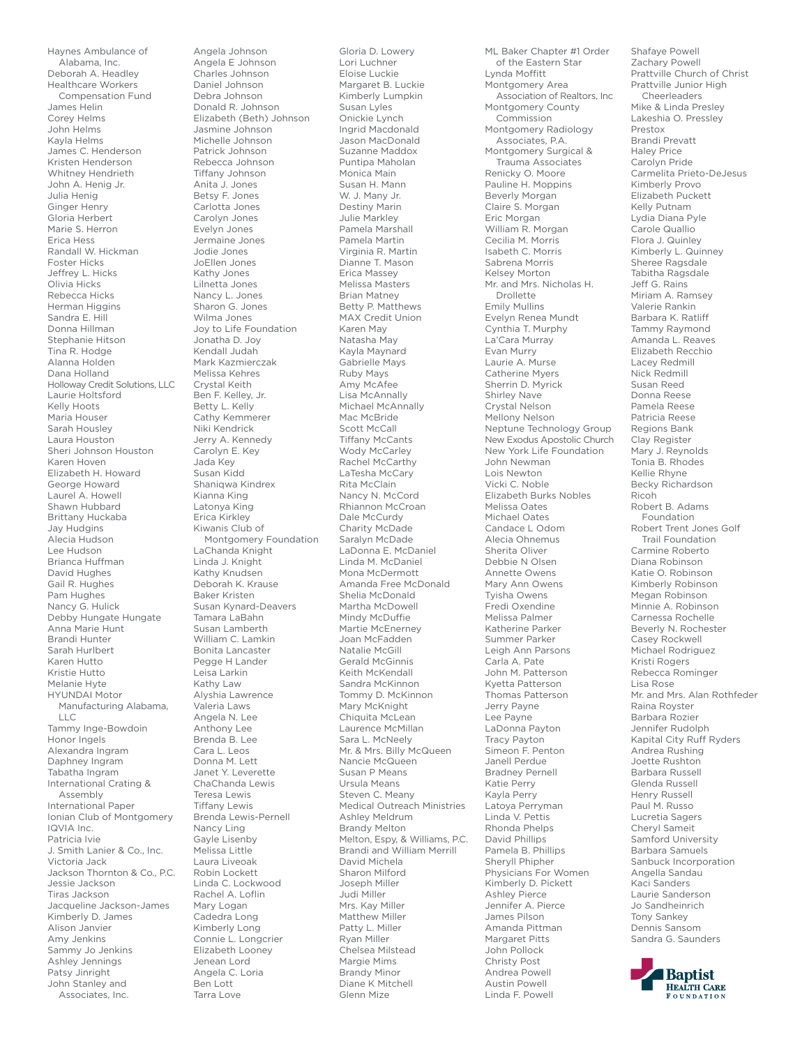Haynes Ambulance of Alabama, Inc.
Deborah A. Headley
Healthcare Workers Compensation Fund
James Helin
Corey Helms
John Helms
Kayla Helms
James C. Henderson
Kristen Henderson
Whitney Hendrieth
John A. Henig Jr.
Julia Henig
Ginger Henry
Gloria Herbert
Marie S. Herron
Erica Hess
Randall W. Hickman
Foster Hicks
Jeffrey L. Hicks
Olivia Hicks
Rebecca Hicks
Herman Higgins
Sandra E. Hill
Donna Hillman
Stephanie Hitson
Tina R. Hodge
Alanna Holden
Dana Holland
Holloway Credit Solutions, LLC
Laurie Holtsford
Kelly Hoots
Maria Houser
Sarah Housley
Laura Houston
Sheri Johnson Houston
Karen Hoven
Elizabeth H. Howard
George Howard
Laurel A. Howell
Shawn Hubbard
Brittany Huckaba
Jay Hudgins
Alecia Hudson
Lee Hudson
Brianca Huffman
David Hughes
Gail R. Hughes
Pam Hughes
Nancy G. Hulick
Debby Hungate Hungate
Anna Marie Hunt
Brandi Hunter
Sarah Hurlbert
Karen Hutto
Kristie Hutto
Melanie Hyte
HYUNDAI Motor Manufacturing Alabama, LLC
Tammy Inge-Bowdoin
Honor Ingels
Alexandra Ingram
Daphney Ingram
Tabatha Ingram
International Crating & Assembly
International Paper
Ionian Club of Montgomery
IQVIA Inc.
Patricia Ivie
J. Smith Lanier & Co., Inc.
Victoria Jack
Jackson Thornton & Co., P.C.
Jessie Jackson
Tiras Jackson
Jacqueline Jackson-James
Kimberly D. James
Alison Janvier
Amy Jenkins
Sammy Jo Jenkins
Ashley Jennings
Patsy Jinright
John Stanley and Associates, Inc.
Angela Johnson
Angela E Johnson
Charles Johnson
Daniel Johnson
Debra Johnson
Donald R. Johnson
Elizabeth (Beth) Johnson
Jasmine Johnson
Michelle Johnson
Patrick Johnson
Rebecca Johnson
Tiffany Johnson
Anita J. Jones
Betsy F. Jones
Carlotta Jones
Carolyn Jones
Evelyn Jones
Jermaine Jones
Jodie Jones
JoEllen Jones
Kathy Jones
Lilnetta Jones
Nancy L. Jones
Sharon G. Jones
Wilma Jones
Joy to Life Foundation
Jonatha D. Joy
Kendall Judah
Mark Kazmierczak
Melissa Kehres
Crystal Keith
Ben F. Kelley, Jr.
Betty L. Kelly
Cathy Kemmerer
Niki Kendrick
Jerry A. Kennedy
Carolyn E. Key
Jada Key
Susan Kidd
Shaniqwa Kindrex
Kianna King
Latonya King
Erica Kirkley
Kiwanis Club of Montgomery Foundation
LaChanda Knight
Linda J. Knight
Kathy Knudsen
Deborah K. Krause
Baker Kristen
Susan Kynard-Deavers
Tamara LaBahn
Susan Lamberth
William C. Lamkin
Bonita Lancaster
Pegge H Lander
Leisa Larkin
Kathy Law
Alyshia Lawrence
Valeria Laws
Angela N. Lee
Anthony Lee
Brenda B. Lee
Cara L. Leos
Donna M. Lett
Janet Y. Leverette
ChaChanda Lewis
Teresa Lewis
Tiffany Lewis
Brenda Lewis-Pernell
Nancy Ling
Gayle Lisenby
Melissa Little
Laura Liveoak
Robin Lockett
Linda C. Lockwood
Rachel A. Loflin
Mary Logan
Cadedra Long
Kimberly Long
Connie L. Longcrier
Elizabeth Looney
Jenean Lord
Angela C. Loria
Ben Lott
Tarra Love
Gloria D. Lowery
Lori Luchner
Eloise Luckie
Margaret B. Luckie
Kimberly Lumpkin
Susan Lyles
Onickie Lynch
Ingrid Macdonald
Jason MacDonald
Suzanne Maddox
Puntipa Maholan
Monica Main
Susan H. Mann
W. J. Many Jr.
Destiny Marin
Julie Markley
Pamela Marshall
Pamela Martin
Virginia R. Martin
Dianne T. Mason
Erica Massey
Melissa Masters
Brian Matney
Betty P. Matthews
MAX Credit Union
Karen May
Natasha May
Kayla Maynard
Gabrielle Mays
Ruby Mays
Amy McAfee
Lisa McAnnally
Michael McAnnally
Mac McBride
Scott McCall
Tiffany McCants
Wody McCarley
Rachel McCarthy
LaTesha McCary
Rita McClain
Nancy N. McCord
Rhiannon McCroan
Dale McCurdy
Charity McDade
Saralyn McDade
LaDonna E. McDaniel
Linda M. McDaniel
Mona McDermott
Amanda Free McDonald
Shelia McDonald
Martha McDowell
Mindy McDuffie
Martie McEnerney
Joan McFadden
Natalie McGill
Gerald McGinnis
Keith McKendall
Sandra McKinnon
Tommy D. McKinnon
Mary McKnight
Chiquita McLean
Laurence McMillan
Sara L. McNeely
Mr. & Mrs. Billy McQueen
Nancie McQueen
Susan P Means
Ursula Means
Steven C. Meany
Medical Outreach Ministries
Ashley Meldrum
Brandy Melton
Melton, Espy, & Williams, P.C.
Brandi and William Merrill
David Michela
Sharon Milford
Joseph Miller
Judi Miller
Mrs. Kay Miller
Matthew Miller
Patty L. Miller
Ryan Miller
Chelsea Milstead
Margie Mims
Brandy Minor
Diane K Mitchell
Glenn Mize
ML Baker Chapter #1 Order of the Eastern Star
Lynda Moffitt
Montgomery Area Association of Realtors, Inc
Montgomery County Commission
Montgomery Radiology Associates, P.A.
Montgomery Surgical & Trauma Associates
Renicky O. Moore
Pauline H. Moppins
Beverly Morgan
Claire S. Morgan
Eric Morgan
William R. Morgan
Cecilia M. Morris
Isabeth C. Morris
Sabrena Morris
Kelsey Morton
Mr. and Mrs. Nicholas H. Drollette
Emily Mullins
Evelyn Renea Mundt
Cynthia T. Murphy
La'Cara Murray
Evan Murry
Laurie A. Murse
Catherine Myers
Sherrin D. Myrick
Shirley Nave
Crystal Nelson
Mellony Nelson
Neptune Technology Group
New Exodus Apostolic Church
New York Life Foundation
John Newman
Lois Newton
Vicki C. Noble
Elizabeth Burks Nobles
Melissa Oates
Michael Oates
Candace L Odom
Alecia Ohnemus
Sherita Oliver
Debbie N Olsen
Annette Owens
Mary Ann Owens
Tyisha Owens
Fredi Oxendine
Melissa Palmer
Katherine Parker
Summer Parker
Leigh Ann Parsons
Carla A. Pate
John M. Patterson
Kyetta Patterson
Thomas Patterson
Jerry Payne
Lee Payne
LaDonna Payton
Tracy Payton
Simeon F. Penton
Janell Perdue
Bradney Pernell
Katie Perry
Kayla Perry
Latoya Perryman
Linda V. Pettis
Rhonda Phelps
David Phillips
Pamela B. Phillips
Sheryll Phipher
Physicians For Women
Kimberly D. Pickett
Ashley Pierce
Jennifer A. Pierce
James Pilson
Amanda Pittman
Margaret Pitts
John Pollock
Christy Post
Andrea Powell
Austin Powell
Linda F. Powell
Shafaye Powell
Zachary Powell
Prattville Church of Christ
Prattville Junior High Cheerleaders
Mike & Linda Presley
Lakeshia O. Pressley
Prestox
Brandi Prevatt
Haley Price
Carolyn Pride
Carmelita Prieto-DeJesus
Kimberly Provo
Elizabeth Puckett
Kelly Putnam
Lydia Diana Pyle
Carole Quallio
Flora J. Quinley
Kimberly L. Quinney
Sheree Ragsdale
Tabitha Ragsdale
Jeff G. Rains
Miriam A. Ramsey
Valerie Rankin
Barbara K. Ratliff
Tammy Raymond
Amanda L. Reaves
Elizabeth Recchio
Lacey Redmill
Nick Redmill
Susan Reed
Donna Reese
Pamela Reese
Patricia Reese
Regions Bank
Clay Register
Mary J. Reynolds
Tonia B. Rhodes
Kellie Rhyne
Becky Richardson
Ricoh
Robert B. Adams Foundation
Robert Trent Jones Golf Trail Foundation
Carmine Roberto
Diana Robinson
Katie O. Robinson
Kimberly Robinson
Megan Robinson
Minnie A. Robinson
Carnessa Rochelle
Beverly N. Rochester
Casey Rockwell
Michael Rodriguez
Kristi Rogers
Rebecca Rominger
Lisa Rose
Mr. and Mrs. Alan Rothfeder
Raina Royster
Barbara Rozier
Jennifer Rudolph
Kapital City Ruff Ryders
Andrea Rushing
Joette Rushton
Barbara Russell
Glenda Russell
Henry Russell
Paul M. Russo
Lucretia Sagers
Cheryl Sameit
Samford University
Barbara Samuels
Sanbuck Incorporation
Angella Sandau
Kaci Sanders
Laurie Sanderson
Jo Sandheinrich
Tony Sankey
Dennis Sansom
Sandra G. Saunders

Baptist Health Care Foundation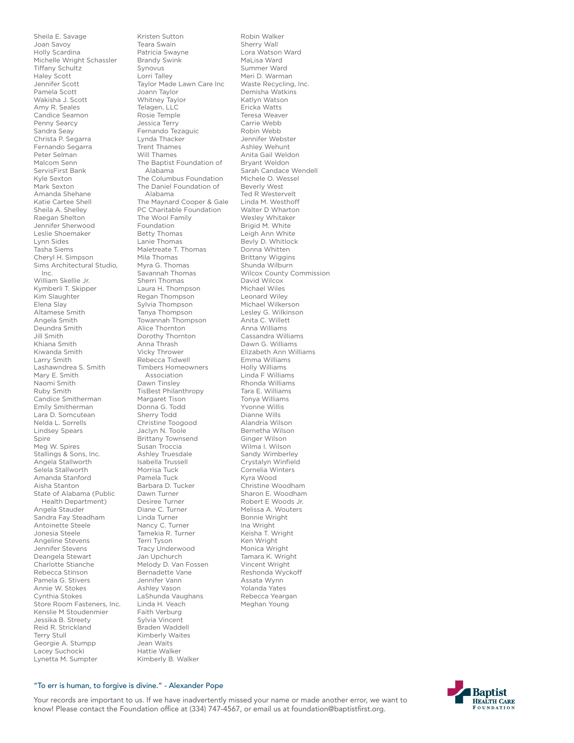Sheila E. Savage
Joan Savoy
Holly Scardina
Michelle Wright Schassler
Tiffany Schultz
Haley Scott
Jennifer Scott
Pamela Scott
Wakisha J. Scott
Amy R. Seales
Candice Seamon
Penny Searcy
Sandra Seay
Christa P. Segarra
Fernando Segarra
Peter Selman
Malcom Senn
ServisFirst Bank
Kyle Sexton
Mark Sexton
Amanda Shehane
Katie Cartee Shell
Sheila A. Shelley
Raegan Shelton
Jennifer Sherwood
Leslie Shoemaker
Lynn Sides
Tasha Siems
Cheryl H. Simpson
Sims Architectural Studio, Inc.
William Skellie Jr.
Kymberli T. Skipper
Kim Slaughter
Elena Slay
Altamese Smith
Angela Smith
Deundra Smith
Jill Smith
Khiana Smith
Kiwanda Smith
Larry Smith
Lashawndrea S. Smith
Mary E. Smith
Naomi Smith
Ruby Smith
Candice Smitherman
Emily Smitherman
Lara D. Somcutean
Nelda L. Sorrells
Lindsey Spears
Spire
Meg W. Spires
Stallings & Sons, Inc.
Angela Stallworth
Selela Stallworth
Amanda Stanford
Aisha Stanton
State of Alabama (Public Health Department)
Angela Stauder
Sandra Fay Steadham
Antoinette Steele
Jonesia Steele
Angeline Stevens
Jennifer Stevens
Deangela Stewart
Charlotte Stianche
Rebecca Stinson
Pamela G. Stivers
Annie W. Stokes
Cynthia Stokes
Store Room Fasteners, Inc.
Kenslie M Stoudenmier
Jessika B. Streety
Reid R. Strickland
Terry Stull
Georgie A. Stumpp
Lacey Suchocki
Lynetta M. Sumpter
Kristen Sutton
Teara Swain
Patricia Swayne
Brandy Swink
Synovus
Lorri Talley
Taylor Made Lawn Care Inc
Joann Taylor
Whitney Taylor
Telagen, LLC
Rosie Temple
Jessica Terry
Fernando Tezaguic
Lynda Thacker
Trent Thames
Will Thames
The Baptist Foundation of Alabama
The Columbus Foundation
The Daniel Foundation of Alabama
The Maynard Cooper & Gale PC Charitable Foundation
The Wool Family Foundation
Betty Thomas
Lanie Thomas
Maletreate T. Thomas
Mila Thomas
Myra G. Thomas
Savannah Thomas
Sherri Thomas
Laura H. Thompson
Regan Thompson
Sylvia Thompson
Tanya Thompson
Towannah Thompson
Alice Thornton
Dorothy Thornton
Anna Thrash
Vicky Thrower
Rebecca Tidwell
Timbers Homeowners Association
Dawn Tinsley
TisBest Philanthropy
Margaret Tison
Donna G. Todd
Sherry Todd
Christine Toogood
Jaclyn N. Toole
Brittany Townsend
Susan Troccia
Ashley Truesdale
Isabella Trussell
Morrisa Tuck
Pamela Tuck
Barbara D. Tucker
Dawn Turner
Desiree Turner
Diane C. Turner
Linda Turner
Nancy C. Turner
Tamekia R. Turner
Terri Tyson
Tracy Underwood
Jan Upchurch
Melody D. Van Fossen
Bernadette Vane
Jennifer Vann
Ashley Vason
LaShunda Vaughans
Linda H. Veach
Faith Verburg
Sylvia Vincent
Braden Waddell
Kimberly Waites
Jean Waits
Hattie Walker
Kimberly B. Walker
Robin Walker
Sherry Wall
Lora Watson Ward
MaLisa Ward
Summer Ward
Meri D. Warman
Waste Recycling, Inc.
Demisha Watkins
Katlyn Watson
Ericka Watts
Teresa Weaver
Carrie Webb
Robin Webb
Jennifer Webster
Ashley Wehunt
Anita Gail Weldon
Bryant Weldon
Sarah Candace Wendell
Michele O. Wessel
Beverly West
Ted R Westervelt
Linda M. Westhoff
Walter D Wharton
Wesley Whitaker
Brigid M. White
Leigh Ann White
Bevly D. Whitlock
Donna Whitten
Brittany Wiggins
Shunda Wilburn
Wilcox County Commission
David Wilcox
Michael Wiles
Leonard Wiley
Michael Wilkerson
Lesley G. Wilkinson
Anita C. Willett
Anna Williams
Cassandra Williams
Dawn G. Williams
Elizabeth Ann Williams
Emma Williams
Holly Williams
Linda F Williams
Rhonda Williams
Tara E. Williams
Tonya Williams
Yvonne Willis
Dianne Wills
Alandria Wilson
Bernetha Wilson
Ginger Wilson
Wilma I. Wilson
Sandy Wimberley
Crystalyn Winfield
Cornelia Winters
Kyra Wood
Christine Woodham
Sharon E. Woodham
Robert E Woods Jr.
Melissa A. Wouters
Bonnie Wright
Ina Wright
Keisha T. Wright
Ken Wright
Monica Wright
Tamara K. Wright
Vincent Wright
Reshonda Wyckoff
Assata Wynn
Yolanda Yates
Rebecca Yeargan
Meghan Young

"To err is human, to forgive is divine." - Alexander Pope

Your records are important to us. If we have inadvertently missed your name or made another error, we want to know! Please contact the Foundation office at (334) 747-4567, or email us at foundation@baptistfirst.org.

Baptist Health Care Foundation